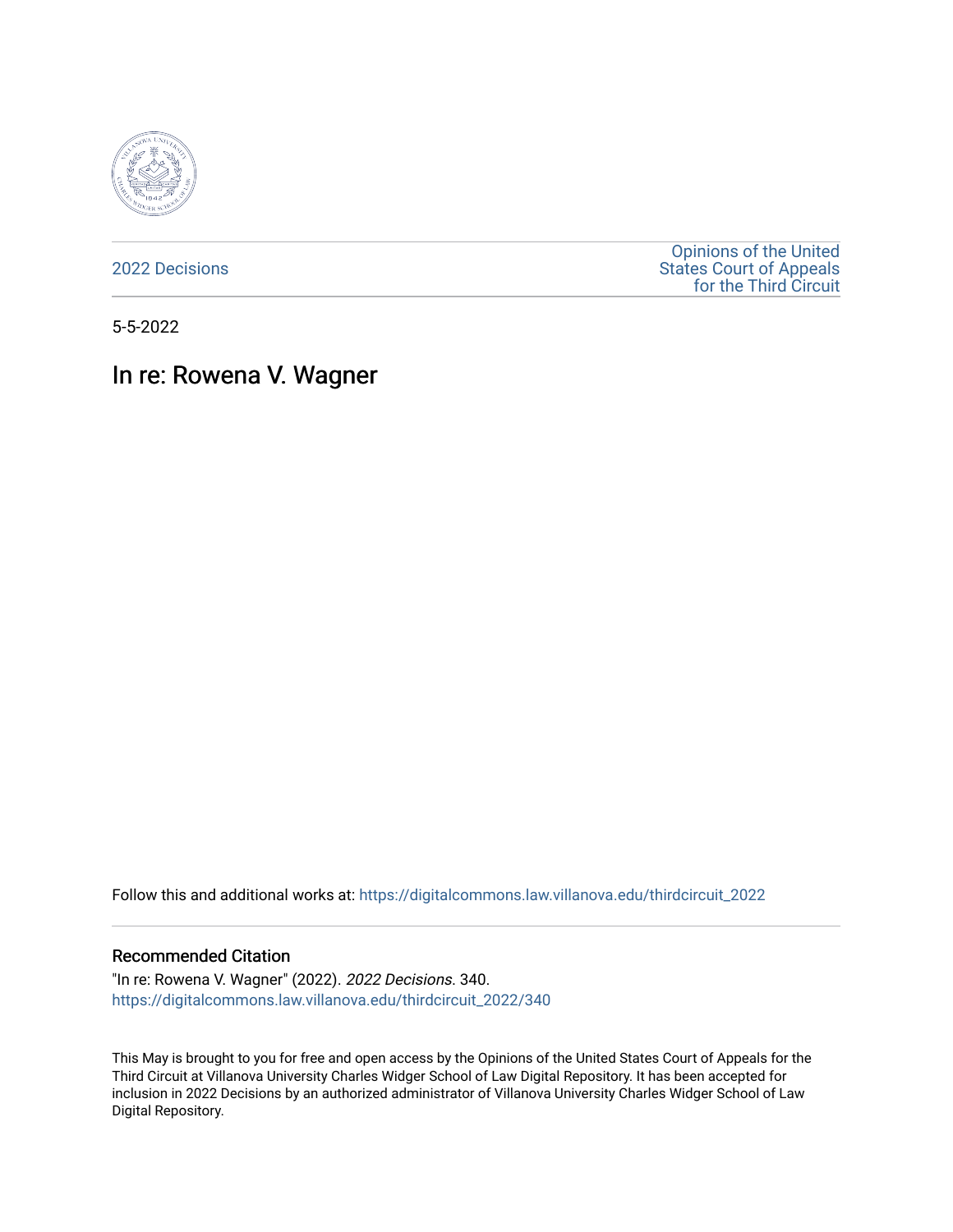2022 Decisions

Opinions of the United States Court of Appeals for the Third Circuit

5-5-2022

# In re: Rowena V. Wagner

Follow this and additional works at: https://digitalcommons.law.villanova.edu/thirdcircuit_2022

## Recommended Citation

"In re: Rowena V. Wagner" (2022). *2022 Decisions*. 340.
https://digitalcommons.law.villanova.edu/thirdcircuit_2022/340

This May is brought to you for free and open access by the Opinions of the United States Court of Appeals for the Third Circuit at Villanova University Charles Widger School of Law Digital Repository. It has been accepted for inclusion in 2022 Decisions by an authorized administrator of Villanova University Charles Widger School of Law Digital Repository.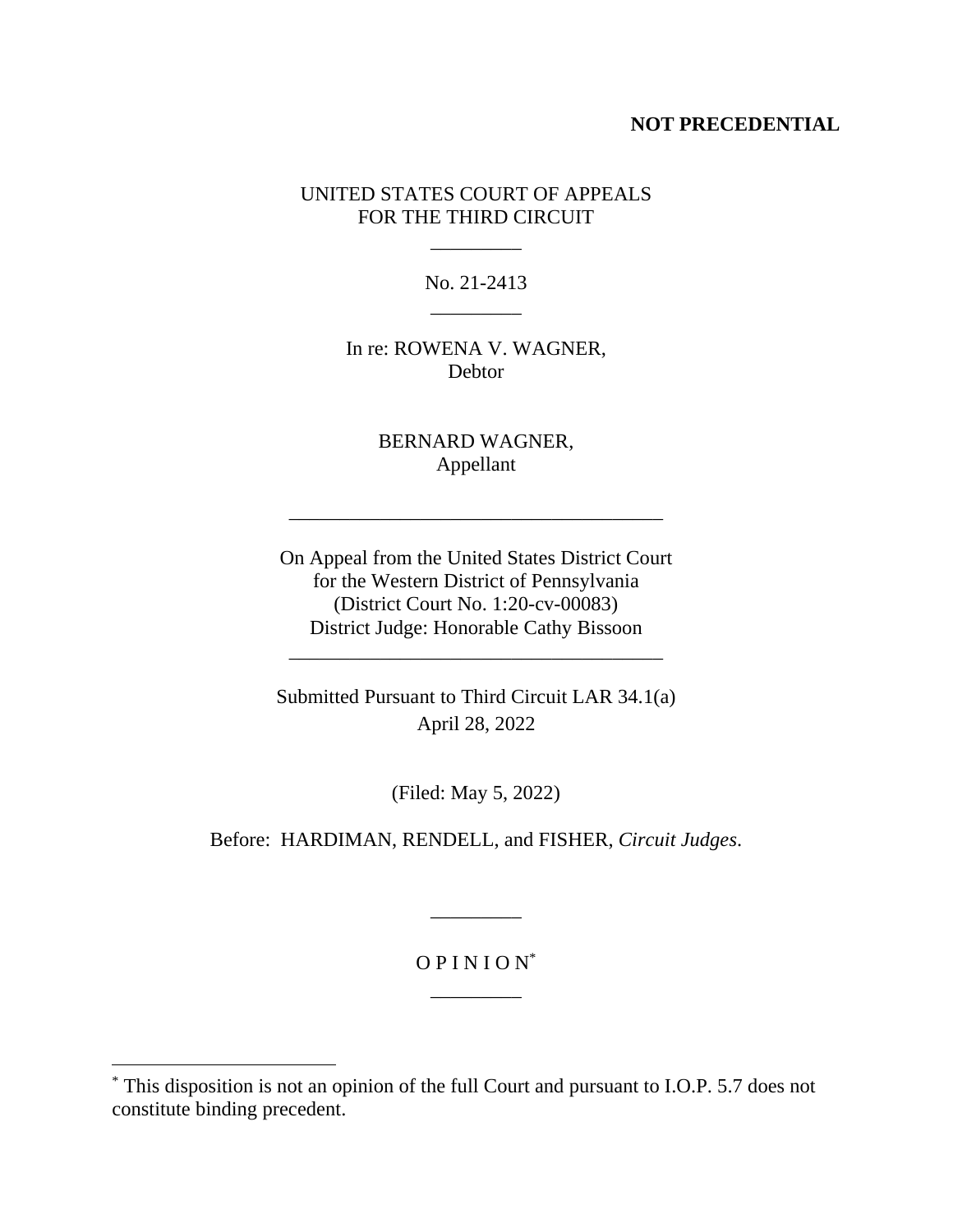**NOT PRECEDENTIAL**

UNITED STATES COURT OF APPEALS
FOR THE THIRD CIRCUIT

\_\_\_\_\_\_\_\_\_

No. 21-2413

\_\_\_\_\_\_\_\_\_

In re: ROWENA V. WAGNER,
Debtor

BERNARD WAGNER,
Appellant

\_\_\_\_\_\_\_\_\_\_\_\_\_\_\_\_\_\_\_\_\_\_\_\_\_\_\_\_\_\_\_\_\_\_\_\_\_\_

On Appeal from the United States District Court
for the Western District of Pennsylvania
(District Court No. 1:20-cv-00083)
District Judge: Honorable Cathy Bissoon

\_\_\_\_\_\_\_\_\_\_\_\_\_\_\_\_\_\_\_\_\_\_\_\_\_\_\_\_\_\_\_\_\_\_\_\_\_\_

Submitted Pursuant to Third Circuit LAR 34.1(a)
April 28, 2022

(Filed: May 5, 2022)

Before: HARDIMAN, RENDELL, and FISHER, *Circuit Judges*.

\_\_\_\_\_\_\_\_\_

O P I N I O N[*]

\_\_\_\_\_\_\_\_\_

[*] This disposition is not an opinion of the full Court and pursuant to I.O.P. 5.7 does not constitute binding precedent.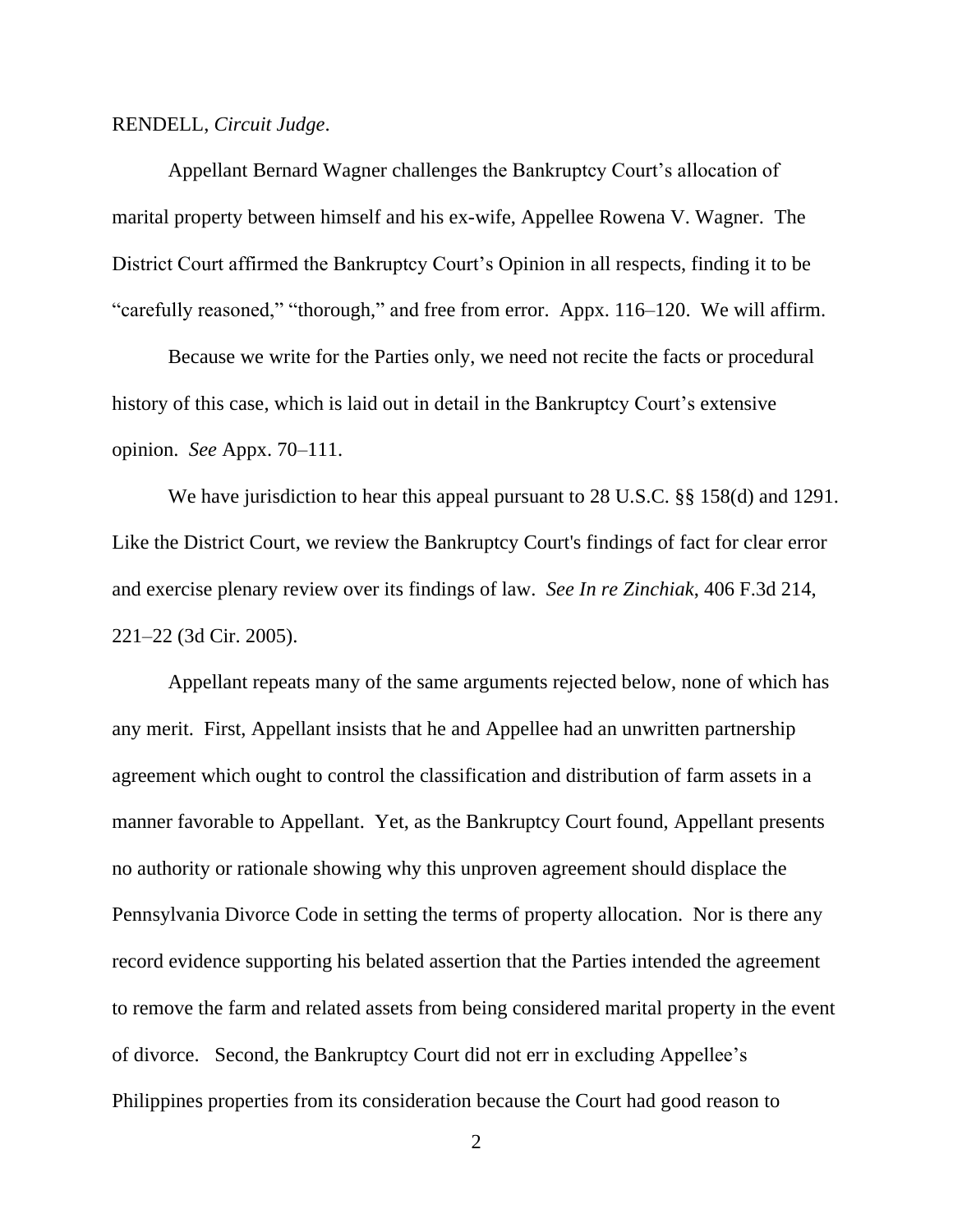RENDELL, *Circuit Judge*.

Appellant Bernard Wagner challenges the Bankruptcy Court's allocation of marital property between himself and his ex-wife, Appellee Rowena V. Wagner. The District Court affirmed the Bankruptcy Court's Opinion in all respects, finding it to be "carefully reasoned," "thorough," and free from error. Appx. 116–120. We will affirm.

Because we write for the Parties only, we need not recite the facts or procedural history of this case, which is laid out in detail in the Bankruptcy Court's extensive opinion. *See* Appx. 70–111.

We have jurisdiction to hear this appeal pursuant to 28 U.S.C. §§ 158(d) and 1291. Like the District Court, we review the Bankruptcy Court's findings of fact for clear error and exercise plenary review over its findings of law. *See In re Zinchiak*, 406 F.3d 214, 221–22 (3d Cir. 2005).

Appellant repeats many of the same arguments rejected below, none of which has any merit. First, Appellant insists that he and Appellee had an unwritten partnership agreement which ought to control the classification and distribution of farm assets in a manner favorable to Appellant. Yet, as the Bankruptcy Court found, Appellant presents no authority or rationale showing why this unproven agreement should displace the Pennsylvania Divorce Code in setting the terms of property allocation. Nor is there any record evidence supporting his belated assertion that the Parties intended the agreement to remove the farm and related assets from being considered marital property in the event of divorce. Second, the Bankruptcy Court did not err in excluding Appellee's Philippines properties from its consideration because the Court had good reason to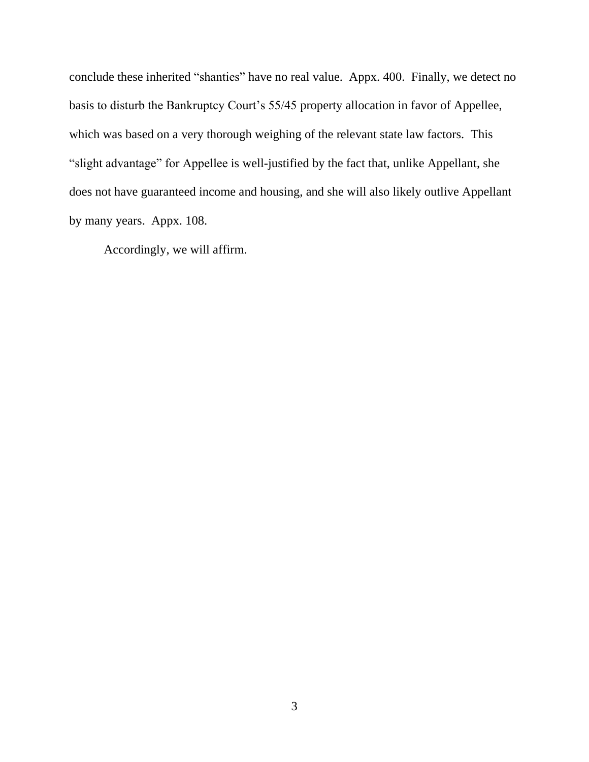conclude these inherited "shanties" have no real value. Appx. 400. Finally, we detect no basis to disturb the Bankruptcy Court's 55/45 property allocation in favor of Appellee, which was based on a very thorough weighing of the relevant state law factors. This "slight advantage" for Appellee is well-justified by the fact that, unlike Appellant, she does not have guaranteed income and housing, and she will also likely outlive Appellant by many years. Appx. 108.

Accordingly, we will affirm.